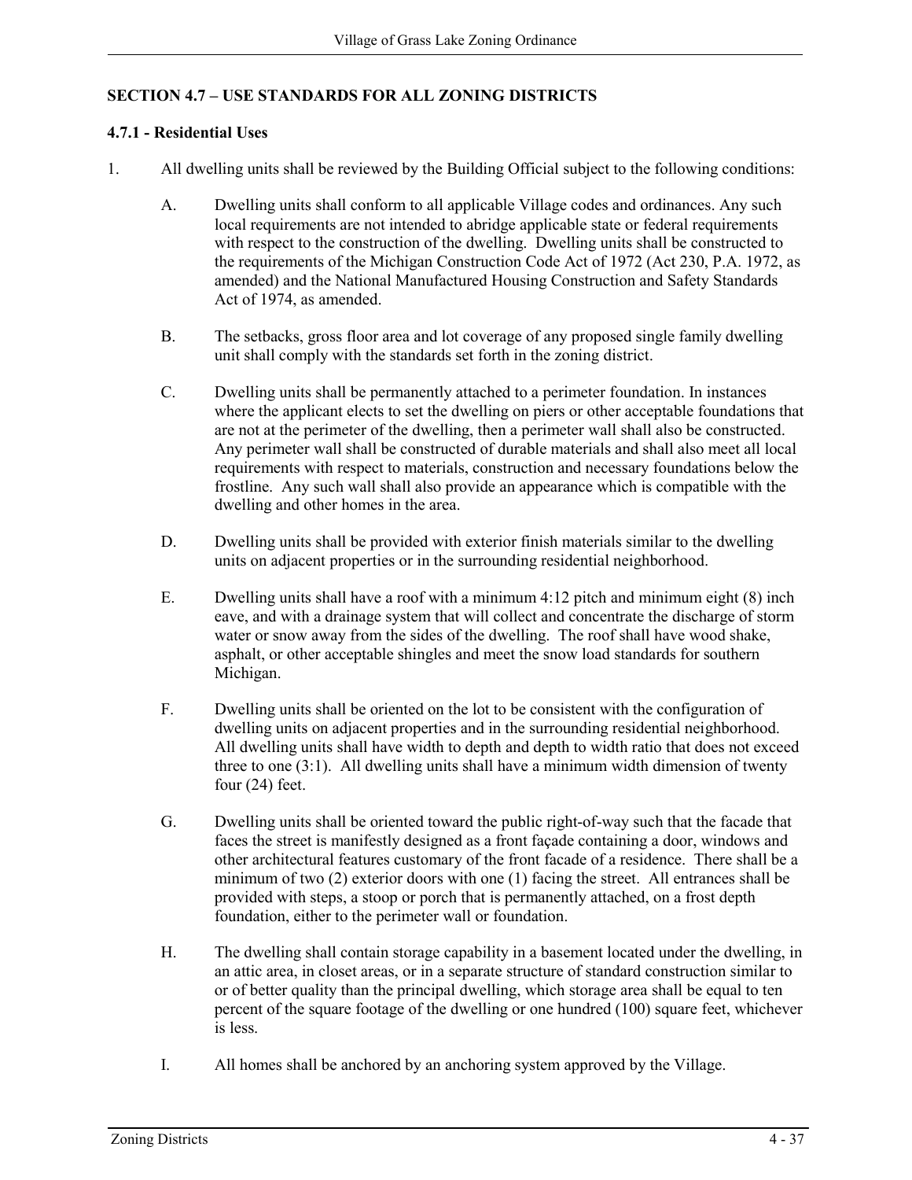## SECTION 4.7 – USE STANDARDS FOR ALL ZONING DISTRICTS

### 4.7.1 - Residential Uses

1. All dwelling units shall be reviewed by the Building Official subject to the following conditions:

   A. Dwelling units shall conform to all applicable Village codes and ordinances. Any such local requirements are not intended to abridge applicable state or federal requirements with respect to the construction of the dwelling. Dwelling units shall be constructed to the requirements of the Michigan Construction Code Act of 1972 (Act 230, P.A. 1972, as amended) and the National Manufactured Housing Construction and Safety Standards Act of 1974, as amended.

   B. The setbacks, gross floor area and lot coverage of any proposed single family dwelling unit shall comply with the standards set forth in the zoning district.

   C. Dwelling units shall be permanently attached to a perimeter foundation. In instances where the applicant elects to set the dwelling on piers or other acceptable foundations that are not at the perimeter of the dwelling, then a perimeter wall shall also be constructed. Any perimeter wall shall be constructed of durable materials and shall also meet all local requirements with respect to materials, construction and necessary foundations below the frostline. Any such wall shall also provide an appearance which is compatible with the dwelling and other homes in the area.

   D. Dwelling units shall be provided with exterior finish materials similar to the dwelling units on adjacent properties or in the surrounding residential neighborhood.

   E. Dwelling units shall have a roof with a minimum 4:12 pitch and minimum eight (8) inch eave, and with a drainage system that will collect and concentrate the discharge of storm water or snow away from the sides of the dwelling. The roof shall have wood shake, asphalt, or other acceptable shingles and meet the snow load standards for southern Michigan.

   F. Dwelling units shall be oriented on the lot to be consistent with the configuration of dwelling units on adjacent properties and in the surrounding residential neighborhood. All dwelling units shall have width to depth and depth to width ratio that does not exceed three to one (3:1). All dwelling units shall have a minimum width dimension of twenty four (24) feet.

   G. Dwelling units shall be oriented toward the public right-of-way such that the facade that faces the street is manifestly designed as a front façade containing a door, windows and other architectural features customary of the front facade of a residence. There shall be a minimum of two (2) exterior doors with one (1) facing the street. All entrances shall be provided with steps, a stoop or porch that is permanently attached, on a frost depth foundation, either to the perimeter wall or foundation.

   H. The dwelling shall contain storage capability in a basement located under the dwelling, in an attic area, in closet areas, or in a separate structure of standard construction similar to or of better quality than the principal dwelling, which storage area shall be equal to ten percent of the square footage of the dwelling or one hundred (100) square feet, whichever is less.

   I. All homes shall be anchored by an anchoring system approved by the Village.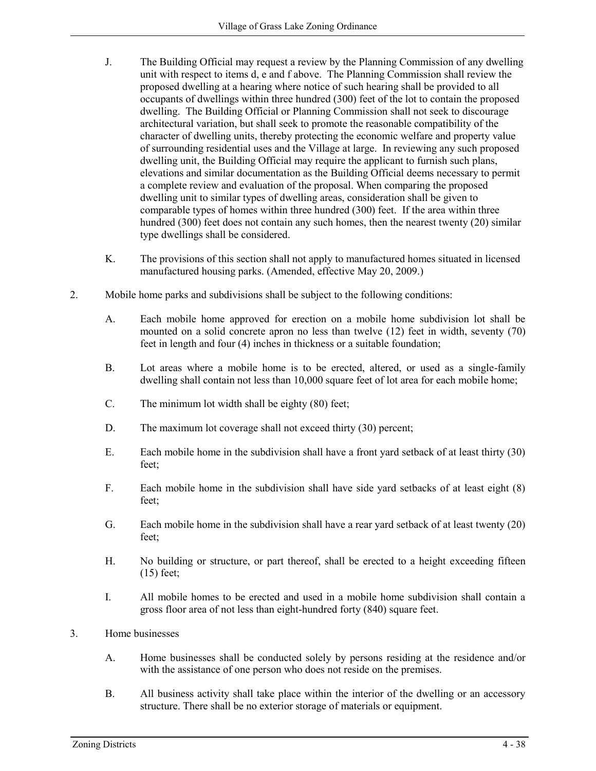J. The Building Official may request a review by the Planning Commission of any dwelling unit with respect to items d, e and f above. The Planning Commission shall review the proposed dwelling at a hearing where notice of such hearing shall be provided to all occupants of dwellings within three hundred (300) feet of the lot to contain the proposed dwelling. The Building Official or Planning Commission shall not seek to discourage architectural variation, but shall seek to promote the reasonable compatibility of the character of dwelling units, thereby protecting the economic welfare and property value of surrounding residential uses and the Village at large. In reviewing any such proposed dwelling unit, the Building Official may require the applicant to furnish such plans, elevations and similar documentation as the Building Official deems necessary to permit a complete review and evaluation of the proposal. When comparing the proposed dwelling unit to similar types of dwelling areas, consideration shall be given to comparable types of homes within three hundred (300) feet. If the area within three hundred (300) feet does not contain any such homes, then the nearest twenty (20) similar type dwellings shall be considered.

K. The provisions of this section shall not apply to manufactured homes situated in licensed manufactured housing parks. (Amended, effective May 20, 2009.)

2. Mobile home parks and subdivisions shall be subject to the following conditions:

   A. Each mobile home approved for erection on a mobile home subdivision lot shall be mounted on a solid concrete apron no less than twelve (12) feet in width, seventy (70) feet in length and four (4) inches in thickness or a suitable foundation;

   B. Lot areas where a mobile home is to be erected, altered, or used as a single-family dwelling shall contain not less than 10,000 square feet of lot area for each mobile home;

   C. The minimum lot width shall be eighty (80) feet;

   D. The maximum lot coverage shall not exceed thirty (30) percent;

   E. Each mobile home in the subdivision shall have a front yard setback of at least thirty (30) feet;

   F. Each mobile home in the subdivision shall have side yard setbacks of at least eight (8) feet;

   G. Each mobile home in the subdivision shall have a rear yard setback of at least twenty (20) feet;

   H. No building or structure, or part thereof, shall be erected to a height exceeding fifteen (15) feet;

   I. All mobile homes to be erected and used in a mobile home subdivision shall contain a gross floor area of not less than eight-hundred forty (840) square feet.

3. Home businesses

   A. Home businesses shall be conducted solely by persons residing at the residence and/or with the assistance of one person who does not reside on the premises.

   B. All business activity shall take place within the interior of the dwelling or an accessory structure. There shall be no exterior storage of materials or equipment.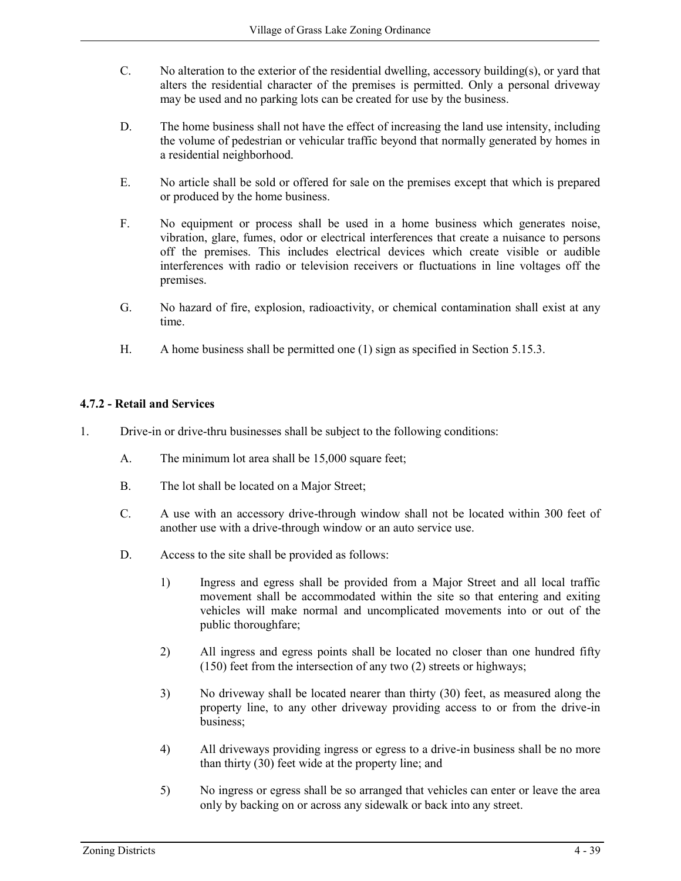C. No alteration to the exterior of the residential dwelling, accessory building(s), or yard that alters the residential character of the premises is permitted. Only a personal driveway may be used and no parking lots can be created for use by the business.

D. The home business shall not have the effect of increasing the land use intensity, including the volume of pedestrian or vehicular traffic beyond that normally generated by homes in a residential neighborhood.

E. No article shall be sold or offered for sale on the premises except that which is prepared or produced by the home business.

F. No equipment or process shall be used in a home business which generates noise, vibration, glare, fumes, odor or electrical interferences that create a nuisance to persons off the premises. This includes electrical devices which create visible or audible interferences with radio or television receivers or fluctuations in line voltages off the premises.

G. No hazard of fire, explosion, radioactivity, or chemical contamination shall exist at any time.

H. A home business shall be permitted one (1) sign as specified in Section 5.15.3.

**4.7.2 - Retail and Services**

1. Drive-in or drive-thru businesses shall be subject to the following conditions:

   A. The minimum lot area shall be 15,000 square feet;

   B. The lot shall be located on a Major Street;

   C. A use with an accessory drive-through window shall not be located within 300 feet of another use with a drive-through window or an auto service use.

   D. Access to the site shall be provided as follows:

      1) Ingress and egress shall be provided from a Major Street and all local traffic movement shall be accommodated within the site so that entering and exiting vehicles will make normal and uncomplicated movements into or out of the public thoroughfare;

      2) All ingress and egress points shall be located no closer than one hundred fifty (150) feet from the intersection of any two (2) streets or highways;

      3) No driveway shall be located nearer than thirty (30) feet, as measured along the property line, to any other driveway providing access to or from the drive-in business;

      4) All driveways providing ingress or egress to a drive-in business shall be no more than thirty (30) feet wide at the property line; and

      5) No ingress or egress shall be so arranged that vehicles can enter or leave the area only by backing on or across any sidewalk or back into any street.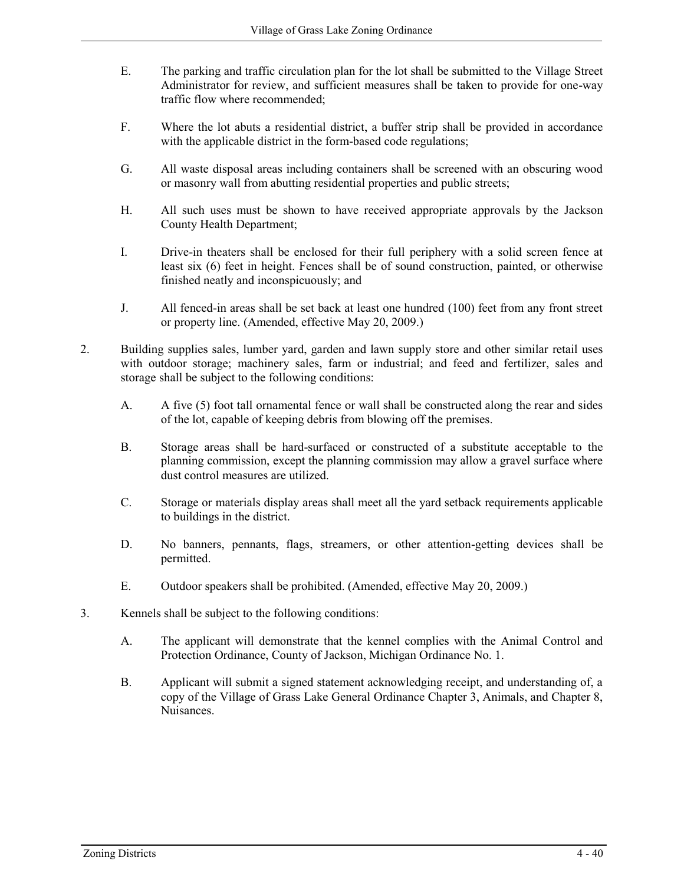E. The parking and traffic circulation plan for the lot shall be submitted to the Village Street Administrator for review, and sufficient measures shall be taken to provide for one-way traffic flow where recommended;

F. Where the lot abuts a residential district, a buffer strip shall be provided in accordance with the applicable district in the form-based code regulations;

G. All waste disposal areas including containers shall be screened with an obscuring wood or masonry wall from abutting residential properties and public streets;

H. All such uses must be shown to have received appropriate approvals by the Jackson County Health Department;

I. Drive-in theaters shall be enclosed for their full periphery with a solid screen fence at least six (6) feet in height. Fences shall be of sound construction, painted, or otherwise finished neatly and inconspicuously; and

J. All fenced-in areas shall be set back at least one hundred (100) feet from any front street or property line. (Amended, effective May 20, 2009.)

2. Building supplies sales, lumber yard, garden and lawn supply store and other similar retail uses with outdoor storage; machinery sales, farm or industrial; and feed and fertilizer, sales and storage shall be subject to the following conditions:

   A. A five (5) foot tall ornamental fence or wall shall be constructed along the rear and sides of the lot, capable of keeping debris from blowing off the premises.

   B. Storage areas shall be hard-surfaced or constructed of a substitute acceptable to the planning commission, except the planning commission may allow a gravel surface where dust control measures are utilized.

   C. Storage or materials display areas shall meet all the yard setback requirements applicable to buildings in the district.

   D. No banners, pennants, flags, streamers, or other attention-getting devices shall be permitted.

   E. Outdoor speakers shall be prohibited. (Amended, effective May 20, 2009.)

3. Kennels shall be subject to the following conditions:

   A. The applicant will demonstrate that the kennel complies with the Animal Control and Protection Ordinance, County of Jackson, Michigan Ordinance No. 1.

   B. Applicant will submit a signed statement acknowledging receipt, and understanding of, a copy of the Village of Grass Lake General Ordinance Chapter 3, Animals, and Chapter 8, Nuisances.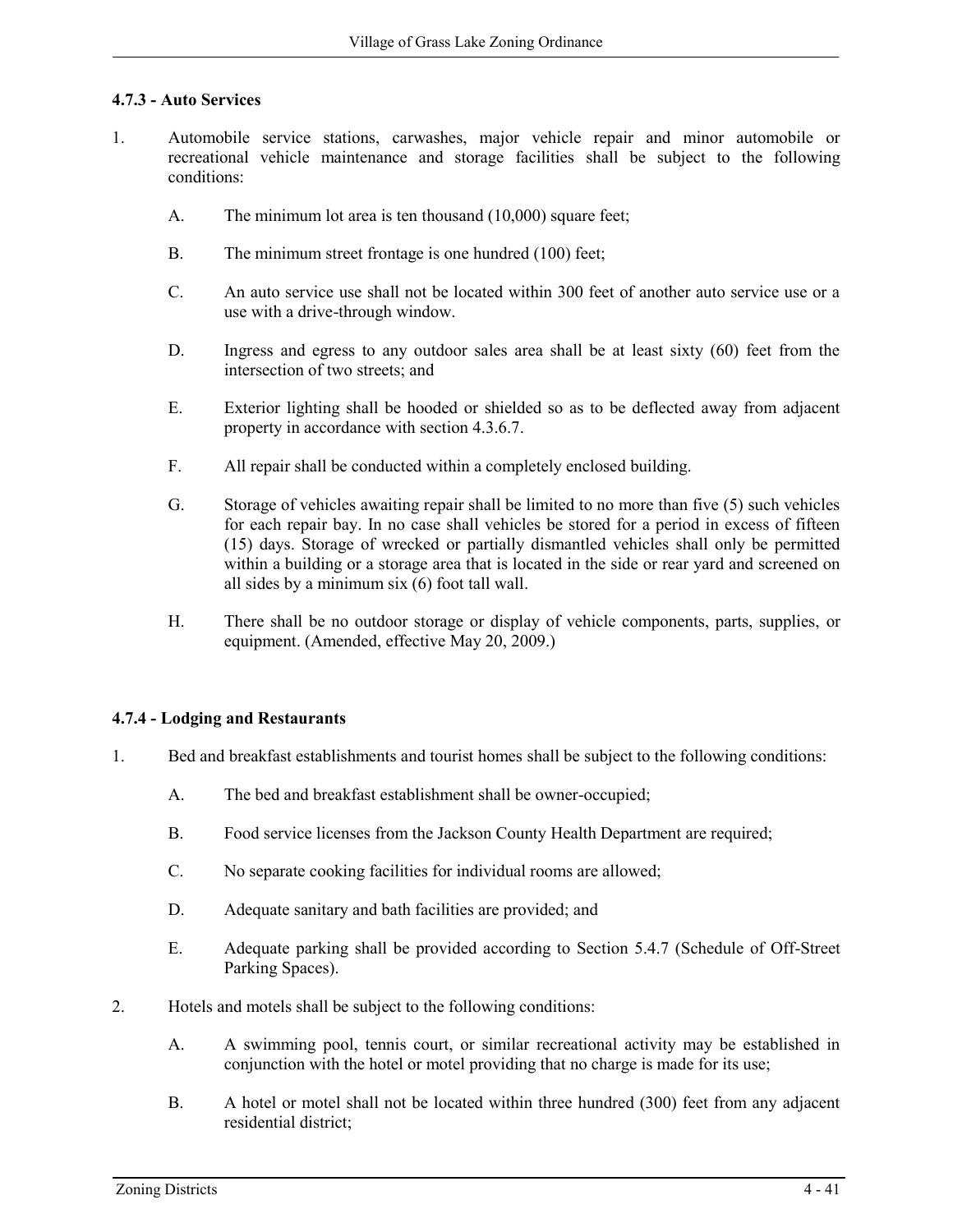#### 4.7.3 - Auto Services

1. Automobile service stations, carwashes, major vehicle repair and minor automobile or recreational vehicle maintenance and storage facilities shall be subject to the following conditions:

   A. The minimum lot area is ten thousand (10,000) square feet;

   B. The minimum street frontage is one hundred (100) feet;

   C. An auto service use shall not be located within 300 feet of another auto service use or a use with a drive-through window.

   D. Ingress and egress to any outdoor sales area shall be at least sixty (60) feet from the intersection of two streets; and

   E. Exterior lighting shall be hooded or shielded so as to be deflected away from adjacent property in accordance with section 4.3.6.7.

   F. All repair shall be conducted within a completely enclosed building.

   G. Storage of vehicles awaiting repair shall be limited to no more than five (5) such vehicles for each repair bay. In no case shall vehicles be stored for a period in excess of fifteen (15) days. Storage of wrecked or partially dismantled vehicles shall only be permitted within a building or a storage area that is located in the side or rear yard and screened on all sides by a minimum six (6) foot tall wall.

   H. There shall be no outdoor storage or display of vehicle components, parts, supplies, or equipment. (Amended, effective May 20, 2009.)

#### 4.7.4 - Lodging and Restaurants

1. Bed and breakfast establishments and tourist homes shall be subject to the following conditions:

   A. The bed and breakfast establishment shall be owner-occupied;

   B. Food service licenses from the Jackson County Health Department are required;

   C. No separate cooking facilities for individual rooms are allowed;

   D. Adequate sanitary and bath facilities are provided; and

   E. Adequate parking shall be provided according to Section 5.4.7 (Schedule of Off-Street Parking Spaces).

2. Hotels and motels shall be subject to the following conditions:

   A. A swimming pool, tennis court, or similar recreational activity may be established in conjunction with the hotel or motel providing that no charge is made for its use;

   B. A hotel or motel shall not be located within three hundred (300) feet from any adjacent residential district;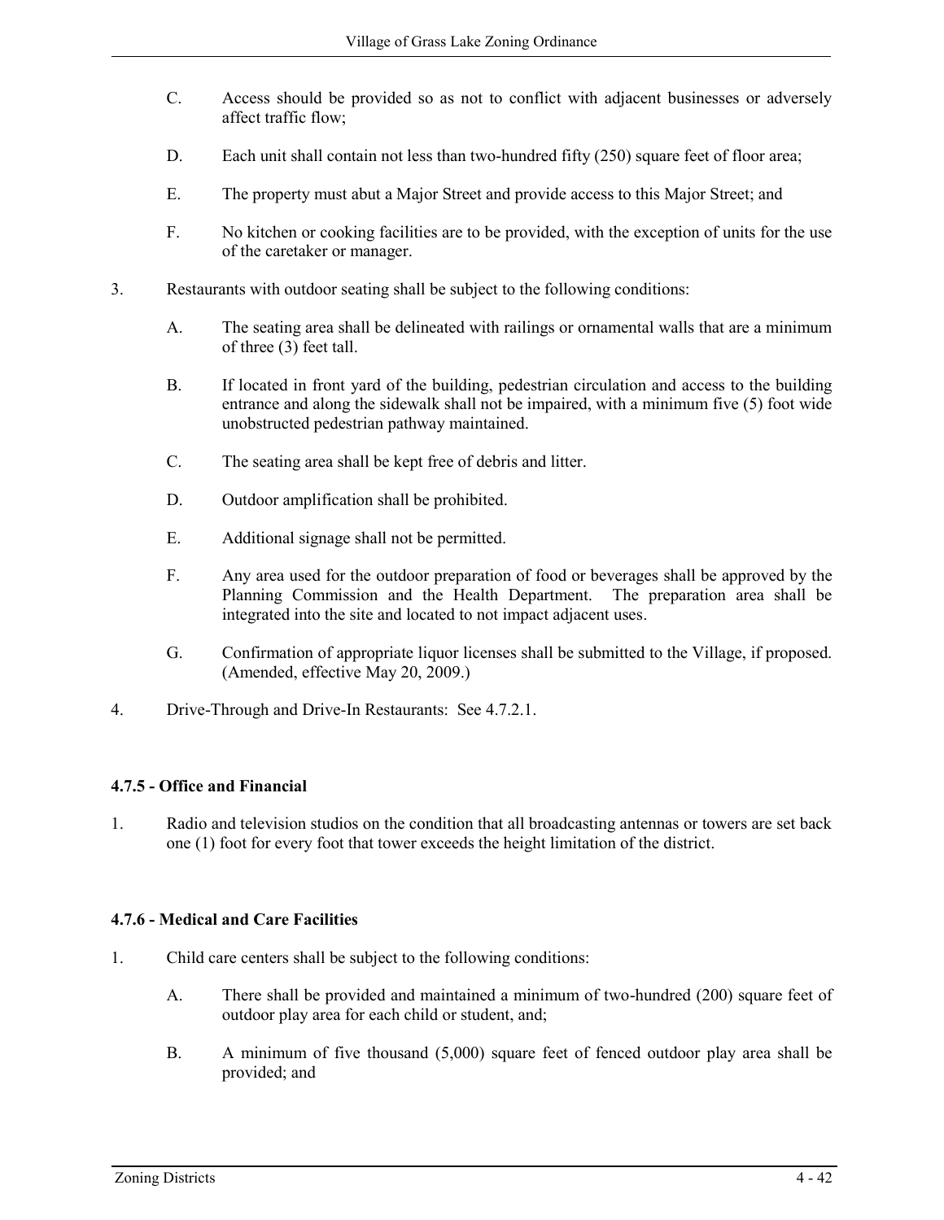C. Access should be provided so as not to conflict with adjacent businesses or adversely affect traffic flow;

D. Each unit shall contain not less than two-hundred fifty (250) square feet of floor area;

E. The property must abut a Major Street and provide access to this Major Street; and

F. No kitchen or cooking facilities are to be provided, with the exception of units for the use of the caretaker or manager.

3. Restaurants with outdoor seating shall be subject to the following conditions:

   A. The seating area shall be delineated with railings or ornamental walls that are a minimum of three (3) feet tall.

   B. If located in front yard of the building, pedestrian circulation and access to the building entrance and along the sidewalk shall not be impaired, with a minimum five (5) foot wide unobstructed pedestrian pathway maintained.

   C. The seating area shall be kept free of debris and litter.

   D. Outdoor amplification shall be prohibited.

   E. Additional signage shall not be permitted.

   F. Any area used for the outdoor preparation of food or beverages shall be approved by the Planning Commission and the Health Department. The preparation area shall be integrated into the site and located to not impact adjacent uses.

   G. Confirmation of appropriate liquor licenses shall be submitted to the Village, if proposed. (Amended, effective May 20, 2009.)

4. Drive-Through and Drive-In Restaurants: See 4.7.2.1.

### 4.7.5 - Office and Financial

1. Radio and television studios on the condition that all broadcasting antennas or towers are set back one (1) foot for every foot that tower exceeds the height limitation of the district.

### 4.7.6 - Medical and Care Facilities

1. Child care centers shall be subject to the following conditions:

   A. There shall be provided and maintained a minimum of two-hundred (200) square feet of outdoor play area for each child or student, and;

   B. A minimum of five thousand (5,000) square feet of fenced outdoor play area shall be provided; and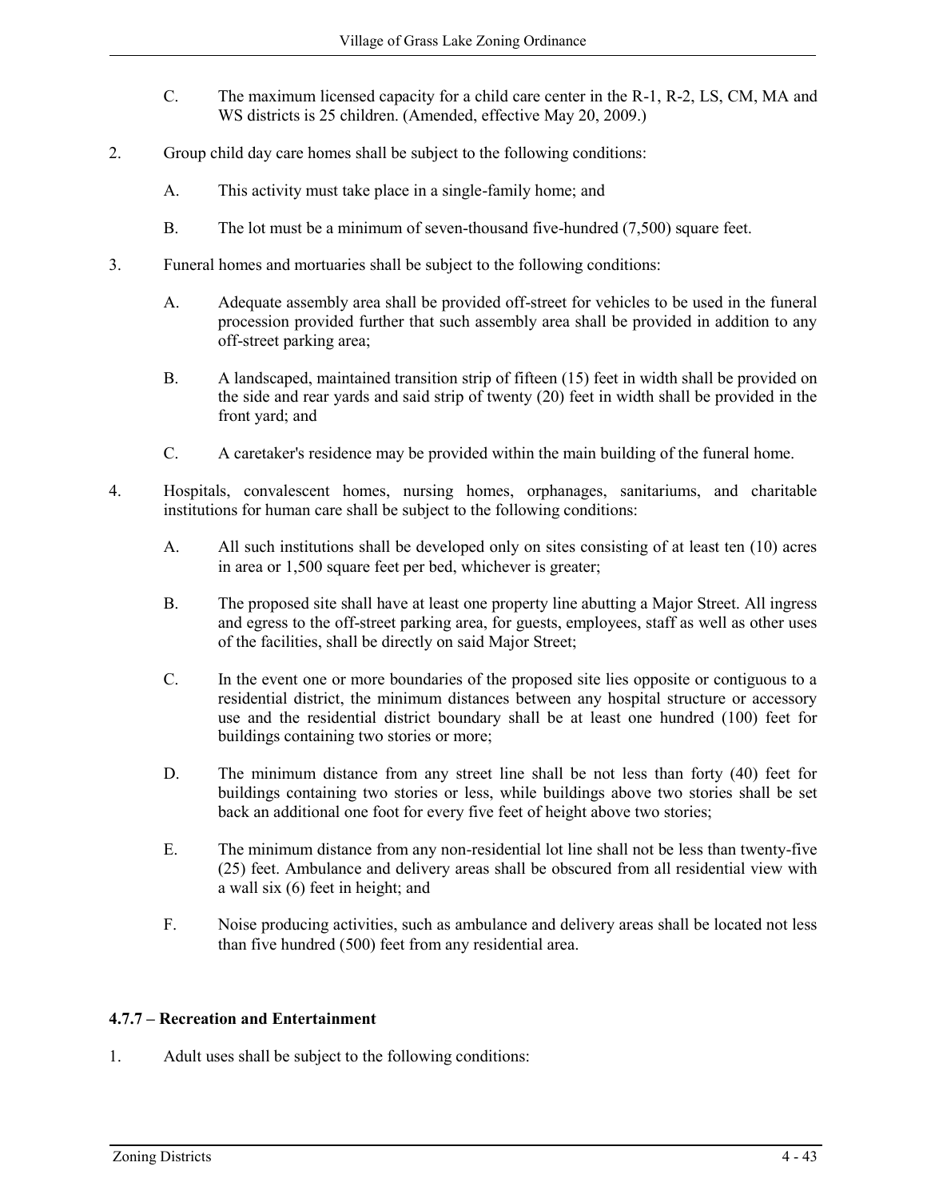C. The maximum licensed capacity for a child care center in the R-1, R-2, LS, CM, MA and WS districts is 25 children. (Amended, effective May 20, 2009.)

2. Group child day care homes shall be subject to the following conditions:

   A. This activity must take place in a single-family home; and

   B. The lot must be a minimum of seven-thousand five-hundred (7,500) square feet.

3. Funeral homes and mortuaries shall be subject to the following conditions:

   A. Adequate assembly area shall be provided off-street for vehicles to be used in the funeral procession provided further that such assembly area shall be provided in addition to any off-street parking area;

   B. A landscaped, maintained transition strip of fifteen (15) feet in width shall be provided on the side and rear yards and said strip of twenty (20) feet in width shall be provided in the front yard; and

   C. A caretaker's residence may be provided within the main building of the funeral home.

4. Hospitals, convalescent homes, nursing homes, orphanages, sanitariums, and charitable institutions for human care shall be subject to the following conditions:

   A. All such institutions shall be developed only on sites consisting of at least ten (10) acres in area or 1,500 square feet per bed, whichever is greater;

   B. The proposed site shall have at least one property line abutting a Major Street. All ingress and egress to the off-street parking area, for guests, employees, staff as well as other uses of the facilities, shall be directly on said Major Street;

   C. In the event one or more boundaries of the proposed site lies opposite or contiguous to a residential district, the minimum distances between any hospital structure or accessory use and the residential district boundary shall be at least one hundred (100) feet for buildings containing two stories or more;

   D. The minimum distance from any street line shall be not less than forty (40) feet for buildings containing two stories or less, while buildings above two stories shall be set back an additional one foot for every five feet of height above two stories;

   E. The minimum distance from any non-residential lot line shall not be less than twenty-five (25) feet. Ambulance and delivery areas shall be obscured from all residential view with a wall six (6) feet in height; and

   F. Noise producing activities, such as ambulance and delivery areas shall be located not less than five hundred (500) feet from any residential area.

**4.7.7 – Recreation and Entertainment**

1. Adult uses shall be subject to the following conditions: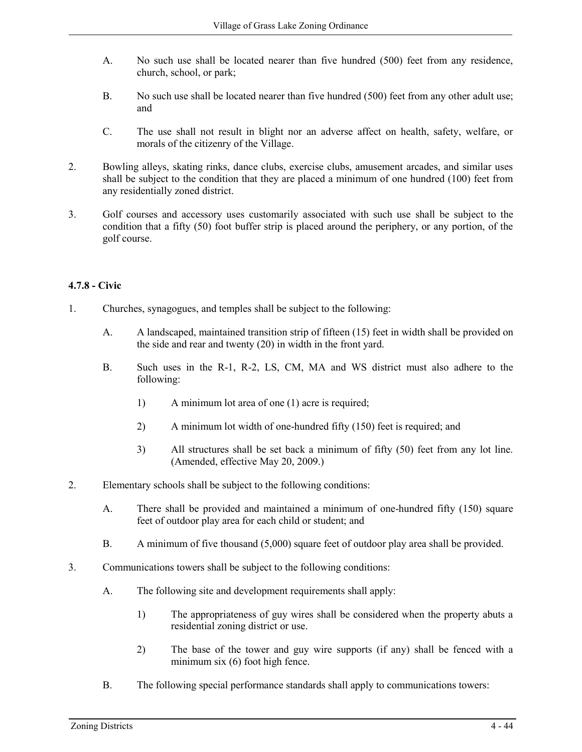A. No such use shall be located nearer than five hundred (500) feet from any residence, church, school, or park;

B. No such use shall be located nearer than five hundred (500) feet from any other adult use; and

C. The use shall not result in blight nor an adverse affect on health, safety, welfare, or morals of the citizenry of the Village.

2. Bowling alleys, skating rinks, dance clubs, exercise clubs, amusement arcades, and similar uses shall be subject to the condition that they are placed a minimum of one hundred (100) feet from any residentially zoned district.

3. Golf courses and accessory uses customarily associated with such use shall be subject to the condition that a fifty (50) foot buffer strip is placed around the periphery, or any portion, of the golf course.

#### 4.7.8 - Civic

1. Churches, synagogues, and temples shall be subject to the following:

   A. A landscaped, maintained transition strip of fifteen (15) feet in width shall be provided on the side and rear and twenty (20) in width in the front yard.

   B. Such uses in the R-1, R-2, LS, CM, MA and WS district must also adhere to the following:

      1) A minimum lot area of one (1) acre is required;

      2) A minimum lot width of one-hundred fifty (150) feet is required; and

      3) All structures shall be set back a minimum of fifty (50) feet from any lot line. (Amended, effective May 20, 2009.)

2. Elementary schools shall be subject to the following conditions:

   A. There shall be provided and maintained a minimum of one-hundred fifty (150) square feet of outdoor play area for each child or student; and

   B. A minimum of five thousand (5,000) square feet of outdoor play area shall be provided.

3. Communications towers shall be subject to the following conditions:

   A. The following site and development requirements shall apply:

      1) The appropriateness of guy wires shall be considered when the property abuts a residential zoning district or use.

      2) The base of the tower and guy wire supports (if any) shall be fenced with a minimum six (6) foot high fence.

   B. The following special performance standards shall apply to communications towers: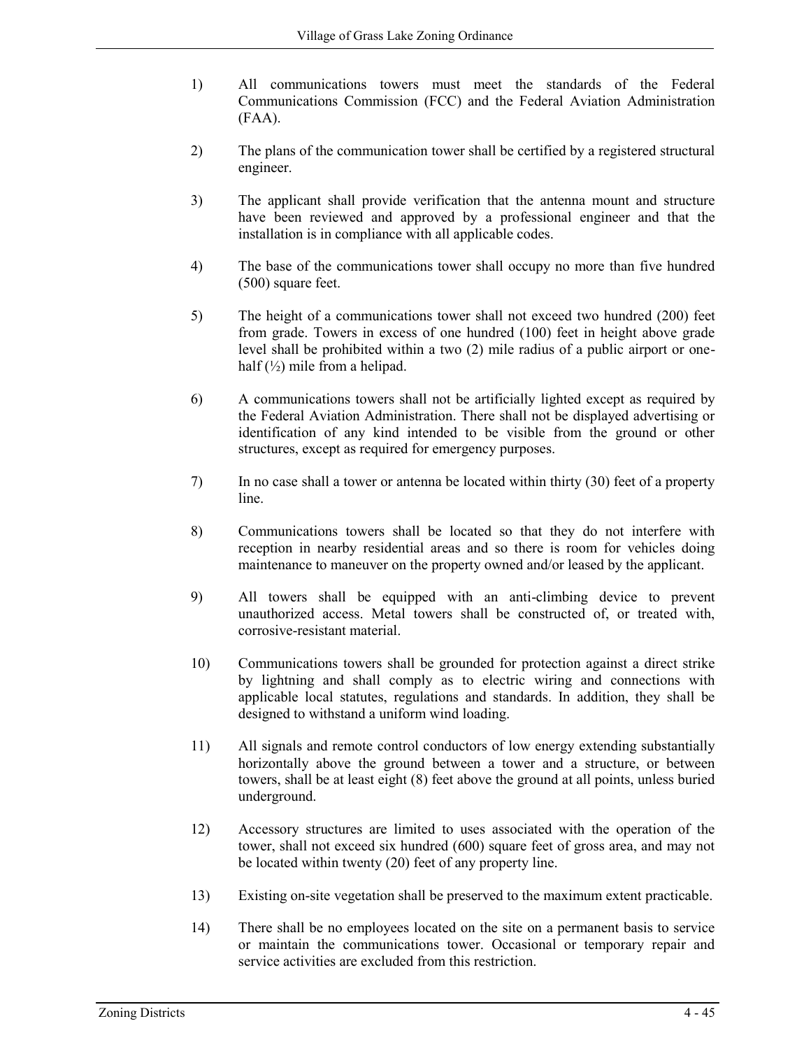1) All communications towers must meet the standards of the Federal Communications Commission (FCC) and the Federal Aviation Administration (FAA).

2) The plans of the communication tower shall be certified by a registered structural engineer.

3) The applicant shall provide verification that the antenna mount and structure have been reviewed and approved by a professional engineer and that the installation is in compliance with all applicable codes.

4) The base of the communications tower shall occupy no more than five hundred (500) square feet.

5) The height of a communications tower shall not exceed two hundred (200) feet from grade. Towers in excess of one hundred (100) feet in height above grade level shall be prohibited within a two (2) mile radius of a public airport or one-half (½) mile from a helipad.

6) A communications towers shall not be artificially lighted except as required by the Federal Aviation Administration. There shall not be displayed advertising or identification of any kind intended to be visible from the ground or other structures, except as required for emergency purposes.

7) In no case shall a tower or antenna be located within thirty (30) feet of a property line.

8) Communications towers shall be located so that they do not interfere with reception in nearby residential areas and so there is room for vehicles doing maintenance to maneuver on the property owned and/or leased by the applicant.

9) All towers shall be equipped with an anti-climbing device to prevent unauthorized access. Metal towers shall be constructed of, or treated with, corrosive-resistant material.

10) Communications towers shall be grounded for protection against a direct strike by lightning and shall comply as to electric wiring and connections with applicable local statutes, regulations and standards. In addition, they shall be designed to withstand a uniform wind loading.

11) All signals and remote control conductors of low energy extending substantially horizontally above the ground between a tower and a structure, or between towers, shall be at least eight (8) feet above the ground at all points, unless buried underground.

12) Accessory structures are limited to uses associated with the operation of the tower, shall not exceed six hundred (600) square feet of gross area, and may not be located within twenty (20) feet of any property line.

13) Existing on-site vegetation shall be preserved to the maximum extent practicable.

14) There shall be no employees located on the site on a permanent basis to service or maintain the communications tower. Occasional or temporary repair and service activities are excluded from this restriction.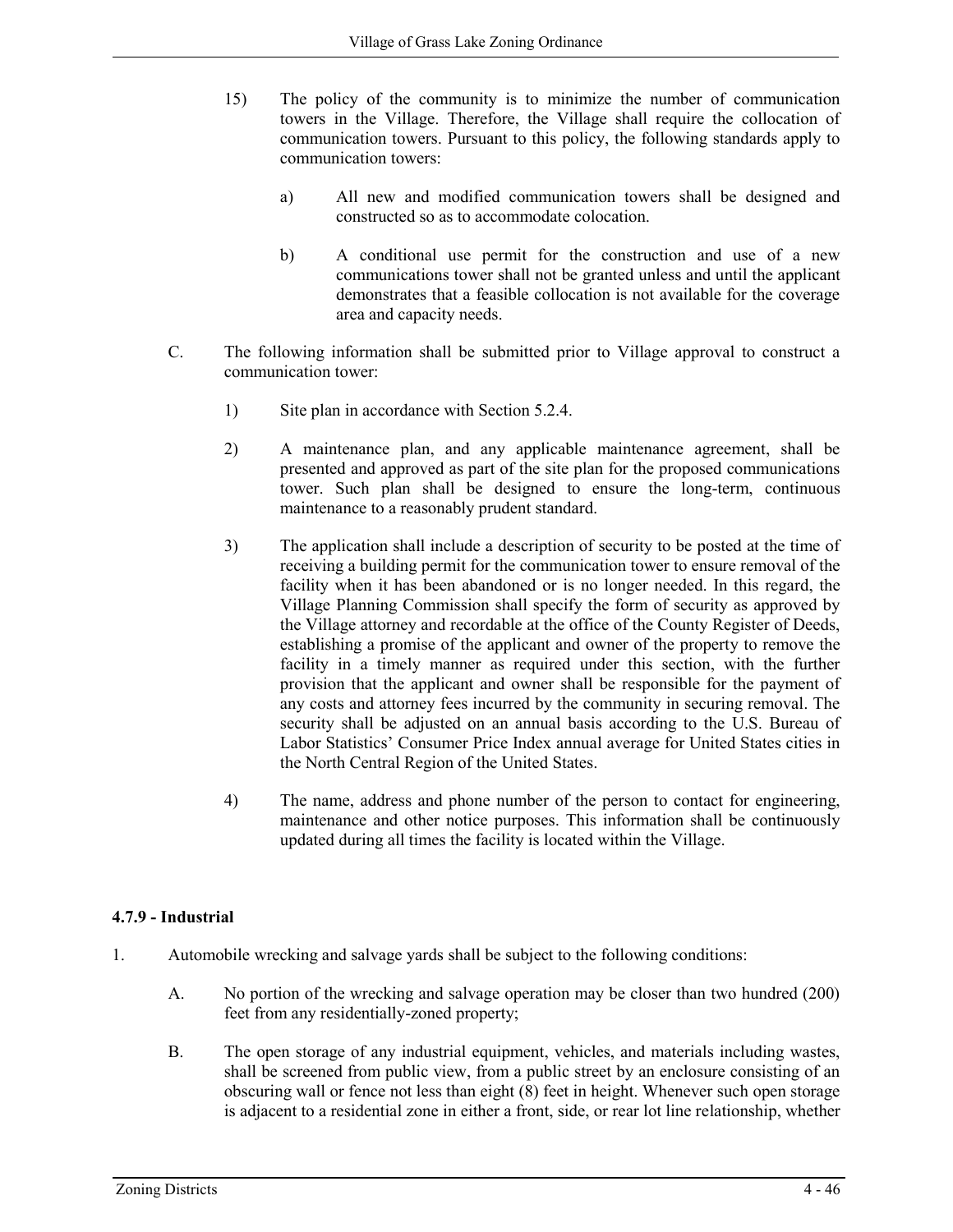15) The policy of the community is to minimize the number of communication towers in the Village. Therefore, the Village shall require the collocation of communication towers. Pursuant to this policy, the following standards apply to communication towers:

   a) All new and modified communication towers shall be designed and constructed so as to accommodate colocation.

   b) A conditional use permit for the construction and use of a new communications tower shall not be granted unless and until the applicant demonstrates that a feasible collocation is not available for the coverage area and capacity needs.

C. The following information shall be submitted prior to Village approval to construct a communication tower:

   1) Site plan in accordance with Section 5.2.4.

   2) A maintenance plan, and any applicable maintenance agreement, shall be presented and approved as part of the site plan for the proposed communications tower. Such plan shall be designed to ensure the long-term, continuous maintenance to a reasonably prudent standard.

   3) The application shall include a description of security to be posted at the time of receiving a building permit for the communication tower to ensure removal of the facility when it has been abandoned or is no longer needed. In this regard, the Village Planning Commission shall specify the form of security as approved by the Village attorney and recordable at the office of the County Register of Deeds, establishing a promise of the applicant and owner of the property to remove the facility in a timely manner as required under this section, with the further provision that the applicant and owner shall be responsible for the payment of any costs and attorney fees incurred by the community in securing removal. The security shall be adjusted on an annual basis according to the U.S. Bureau of Labor Statistics' Consumer Price Index annual average for United States cities in the North Central Region of the United States.

   4) The name, address and phone number of the person to contact for engineering, maintenance and other notice purposes. This information shall be continuously updated during all times the facility is located within the Village.

**4.7.9 - Industrial**

1. Automobile wrecking and salvage yards shall be subject to the following conditions:

   A. No portion of the wrecking and salvage operation may be closer than two hundred (200) feet from any residentially-zoned property;

   B. The open storage of any industrial equipment, vehicles, and materials including wastes, shall be screened from public view, from a public street by an enclosure consisting of an obscuring wall or fence not less than eight (8) feet in height. Whenever such open storage is adjacent to a residential zone in either a front, side, or rear lot line relationship, whether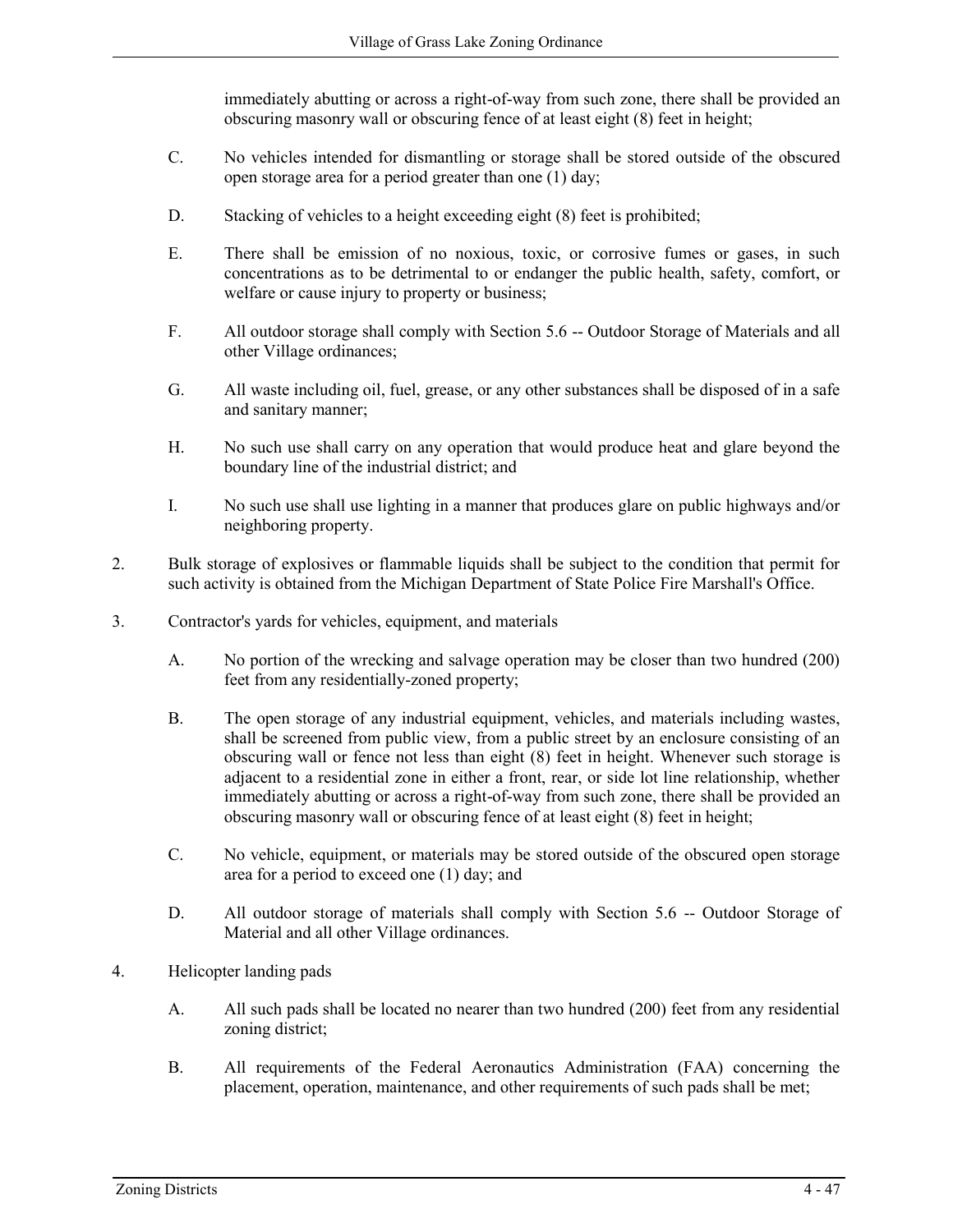immediately abutting or across a right-of-way from such zone, there shall be provided an obscuring masonry wall or obscuring fence of at least eight (8) feet in height;

C. No vehicles intended for dismantling or storage shall be stored outside of the obscured open storage area for a period greater than one (1) day;

D. Stacking of vehicles to a height exceeding eight (8) feet is prohibited;

E. There shall be emission of no noxious, toxic, or corrosive fumes or gases, in such concentrations as to be detrimental to or endanger the public health, safety, comfort, or welfare or cause injury to property or business;

F. All outdoor storage shall comply with Section 5.6 -- Outdoor Storage of Materials and all other Village ordinances;

G. All waste including oil, fuel, grease, or any other substances shall be disposed of in a safe and sanitary manner;

H. No such use shall carry on any operation that would produce heat and glare beyond the boundary line of the industrial district; and

I. No such use shall use lighting in a manner that produces glare on public highways and/or neighboring property.

2. Bulk storage of explosives or flammable liquids shall be subject to the condition that permit for such activity is obtained from the Michigan Department of State Police Fire Marshall's Office.

3. Contractor's yards for vehicles, equipment, and materials

   A. No portion of the wrecking and salvage operation may be closer than two hundred (200) feet from any residentially-zoned property;

   B. The open storage of any industrial equipment, vehicles, and materials including wastes, shall be screened from public view, from a public street by an enclosure consisting of an obscuring wall or fence not less than eight (8) feet in height. Whenever such storage is adjacent to a residential zone in either a front, rear, or side lot line relationship, whether immediately abutting or across a right-of-way from such zone, there shall be provided an obscuring masonry wall or obscuring fence of at least eight (8) feet in height;

   C. No vehicle, equipment, or materials may be stored outside of the obscured open storage area for a period to exceed one (1) day; and

   D. All outdoor storage of materials shall comply with Section 5.6 -- Outdoor Storage of Material and all other Village ordinances.

4. Helicopter landing pads

   A. All such pads shall be located no nearer than two hundred (200) feet from any residential zoning district;

   B. All requirements of the Federal Aeronautics Administration (FAA) concerning the placement, operation, maintenance, and other requirements of such pads shall be met;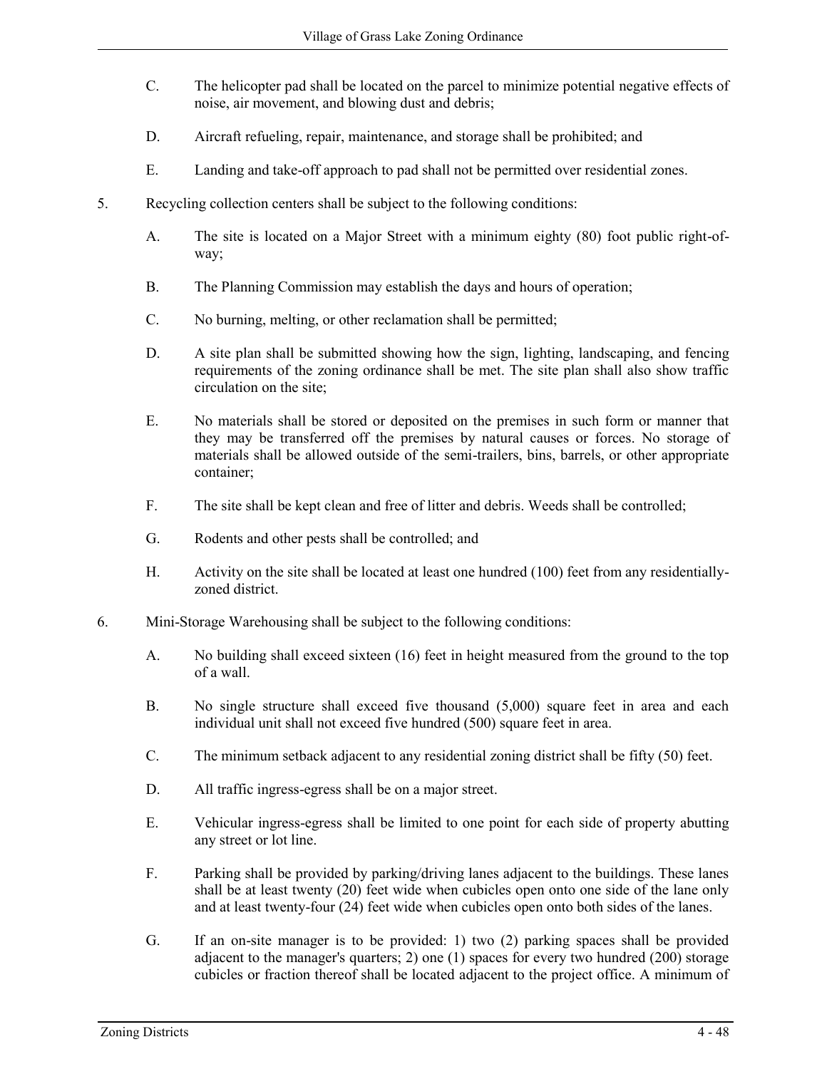C. The helicopter pad shall be located on the parcel to minimize potential negative effects of noise, air movement, and blowing dust and debris;

D. Aircraft refueling, repair, maintenance, and storage shall be prohibited; and

E. Landing and take-off approach to pad shall not be permitted over residential zones.

5. Recycling collection centers shall be subject to the following conditions:

A. The site is located on a Major Street with a minimum eighty (80) foot public right-of-way;

B. The Planning Commission may establish the days and hours of operation;

C. No burning, melting, or other reclamation shall be permitted;

D. A site plan shall be submitted showing how the sign, lighting, landscaping, and fencing requirements of the zoning ordinance shall be met. The site plan shall also show traffic circulation on the site;

E. No materials shall be stored or deposited on the premises in such form or manner that they may be transferred off the premises by natural causes or forces. No storage of materials shall be allowed outside of the semi-trailers, bins, barrels, or other appropriate container;

F. The site shall be kept clean and free of litter and debris. Weeds shall be controlled;

G. Rodents and other pests shall be controlled; and

H. Activity on the site shall be located at least one hundred (100) feet from any residentially-zoned district.

6. Mini-Storage Warehousing shall be subject to the following conditions:

A. No building shall exceed sixteen (16) feet in height measured from the ground to the top of a wall.

B. No single structure shall exceed five thousand (5,000) square feet in area and each individual unit shall not exceed five hundred (500) square feet in area.

C. The minimum setback adjacent to any residential zoning district shall be fifty (50) feet.

D. All traffic ingress-egress shall be on a major street.

E. Vehicular ingress-egress shall be limited to one point for each side of property abutting any street or lot line.

F. Parking shall be provided by parking/driving lanes adjacent to the buildings. These lanes shall be at least twenty (20) feet wide when cubicles open onto one side of the lane only and at least twenty-four (24) feet wide when cubicles open onto both sides of the lanes.

G. If an on-site manager is to be provided: 1) two (2) parking spaces shall be provided adjacent to the manager's quarters; 2) one (1) spaces for every two hundred (200) storage cubicles or fraction thereof shall be located adjacent to the project office. A minimum of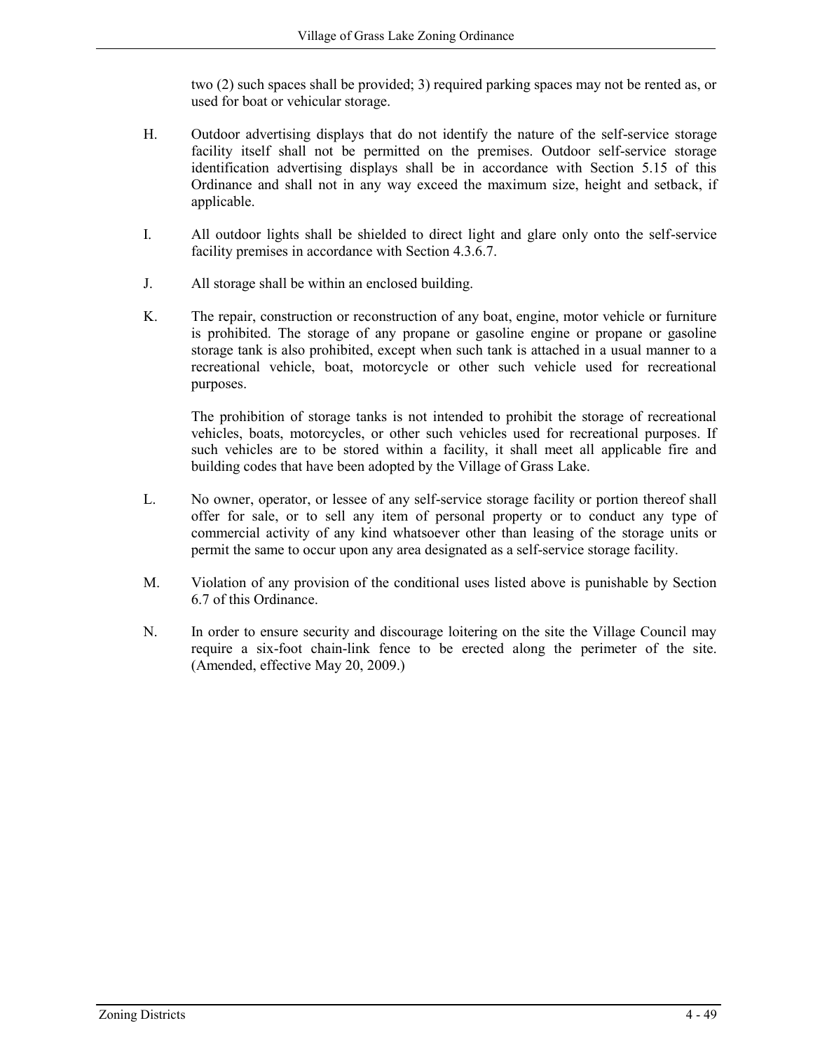two (2) such spaces shall be provided; 3) required parking spaces may not be rented as, or used for boat or vehicular storage.

H. Outdoor advertising displays that do not identify the nature of the self-service storage facility itself shall not be permitted on the premises. Outdoor self-service storage identification advertising displays shall be in accordance with Section 5.15 of this Ordinance and shall not in any way exceed the maximum size, height and setback, if applicable.

I. All outdoor lights shall be shielded to direct light and glare only onto the self-service facility premises in accordance with Section 4.3.6.7.

J. All storage shall be within an enclosed building.

K. The repair, construction or reconstruction of any boat, engine, motor vehicle or furniture is prohibited. The storage of any propane or gasoline engine or propane or gasoline storage tank is also prohibited, except when such tank is attached in a usual manner to a recreational vehicle, boat, motorcycle or other such vehicle used for recreational purposes.

The prohibition of storage tanks is not intended to prohibit the storage of recreational vehicles, boats, motorcycles, or other such vehicles used for recreational purposes. If such vehicles are to be stored within a facility, it shall meet all applicable fire and building codes that have been adopted by the Village of Grass Lake.

L. No owner, operator, or lessee of any self-service storage facility or portion thereof shall offer for sale, or to sell any item of personal property or to conduct any type of commercial activity of any kind whatsoever other than leasing of the storage units or permit the same to occur upon any area designated as a self-service storage facility.

M. Violation of any provision of the conditional uses listed above is punishable by Section 6.7 of this Ordinance.

N. In order to ensure security and discourage loitering on the site the Village Council may require a six-foot chain-link fence to be erected along the perimeter of the site. (Amended, effective May 20, 2009.)